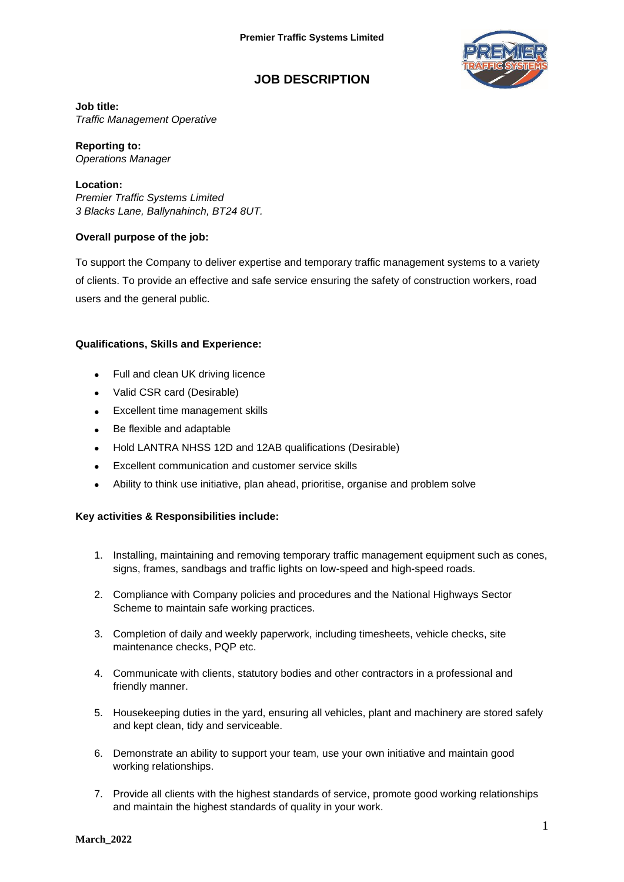Premier Traffic Systems Limited

# JOB DESCRIPTION

**Job title:**
*Traffic Management Operative*

**Reporting to:**
*Operations Manager*

**Location:**
*Premier Traffic Systems Limited*
*3 Blacks Lane, Ballynahinch, BT24 8UT.*

**Overall purpose of the job:**

To support the Company to deliver expertise and temporary traffic management systems to a variety of clients. To provide an effective and safe service ensuring the safety of construction workers, road users and the general public.

**Qualifications, Skills and Experience:**

- Full and clean UK driving licence
- Valid CSR card (Desirable)
- Excellent time management skills
- Be flexible and adaptable
- Hold LANTRA NHSS 12D and 12AB qualifications (Desirable)
- Excellent communication and customer service skills
- Ability to think use initiative, plan ahead, prioritise, organise and problem solve

**Key activities & Responsibilities include:**

1. Installing, maintaining and removing temporary traffic management equipment such as cones, signs, frames, sandbags and traffic lights on low-speed and high-speed roads.
2. Compliance with Company policies and procedures and the National Highways Sector Scheme to maintain safe working practices.
3. Completion of daily and weekly paperwork, including timesheets, vehicle checks, site maintenance checks, PQP etc.
4. Communicate with clients, statutory bodies and other contractors in a professional and friendly manner.
5. Housekeeping duties in the yard, ensuring all vehicles, plant and machinery are stored safely and kept clean, tidy and serviceable.
6. Demonstrate an ability to support your team, use your own initiative and maintain good working relationships.
7. Provide all clients with the highest standards of service, promote good working relationships and maintain the highest standards of quality in your work.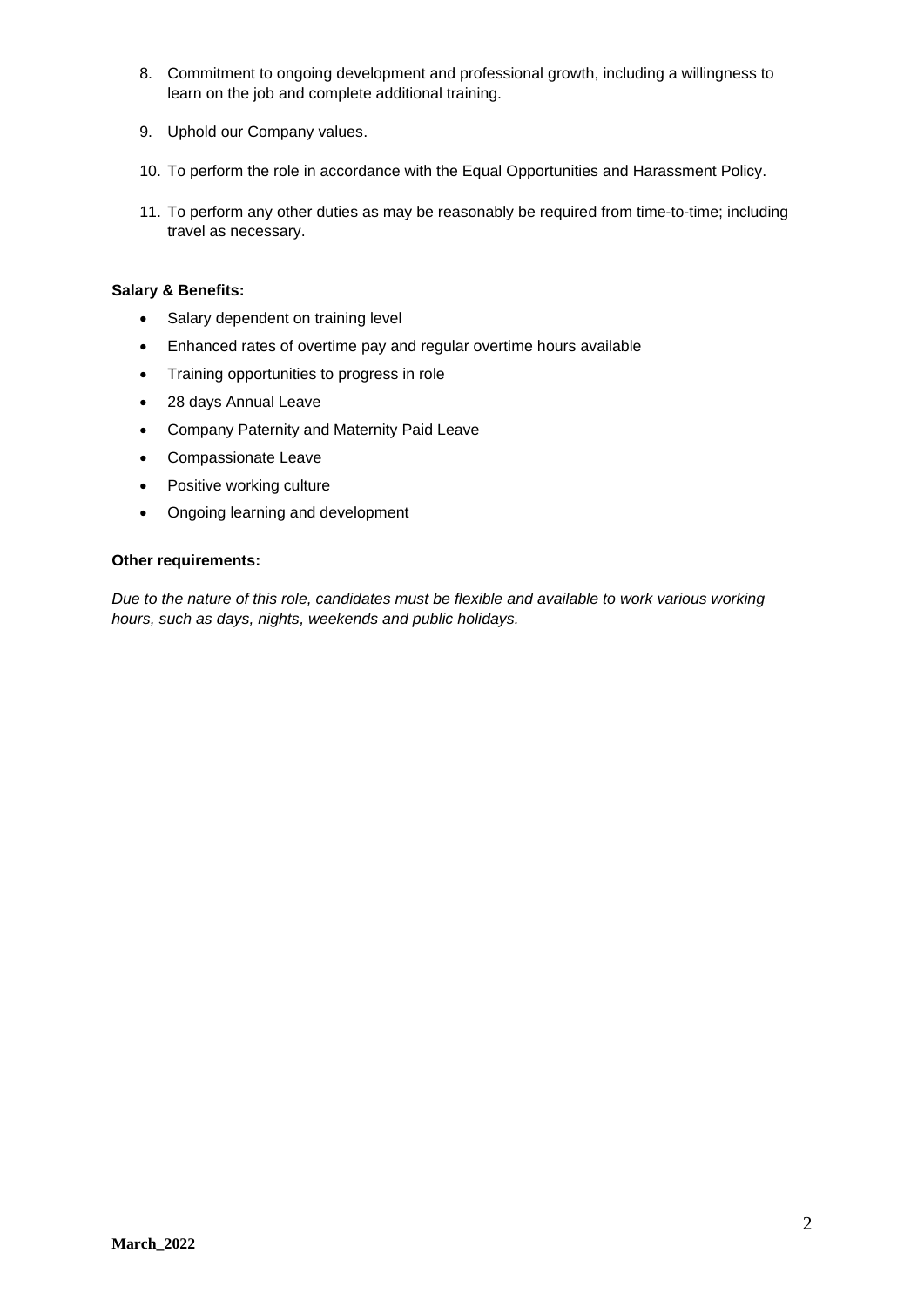8. Commitment to ongoing development and professional growth, including a willingness to learn on the job and complete additional training.

9. Uphold our Company values.

10. To perform the role in accordance with the Equal Opportunities and Harassment Policy.

11. To perform any other duties as may be reasonably be required from time-to-time; including travel as necessary.

**Salary & Benefits:**

- Salary dependent on training level
- Enhanced rates of overtime pay and regular overtime hours available
- Training opportunities to progress in role
- 28 days Annual Leave
- Company Paternity and Maternity Paid Leave
- Compassionate Leave
- Positive working culture
- Ongoing learning and development

**Other requirements:**

*Due to the nature of this role, candidates must be flexible and available to work various working hours, such as days, nights, weekends and public holidays.*